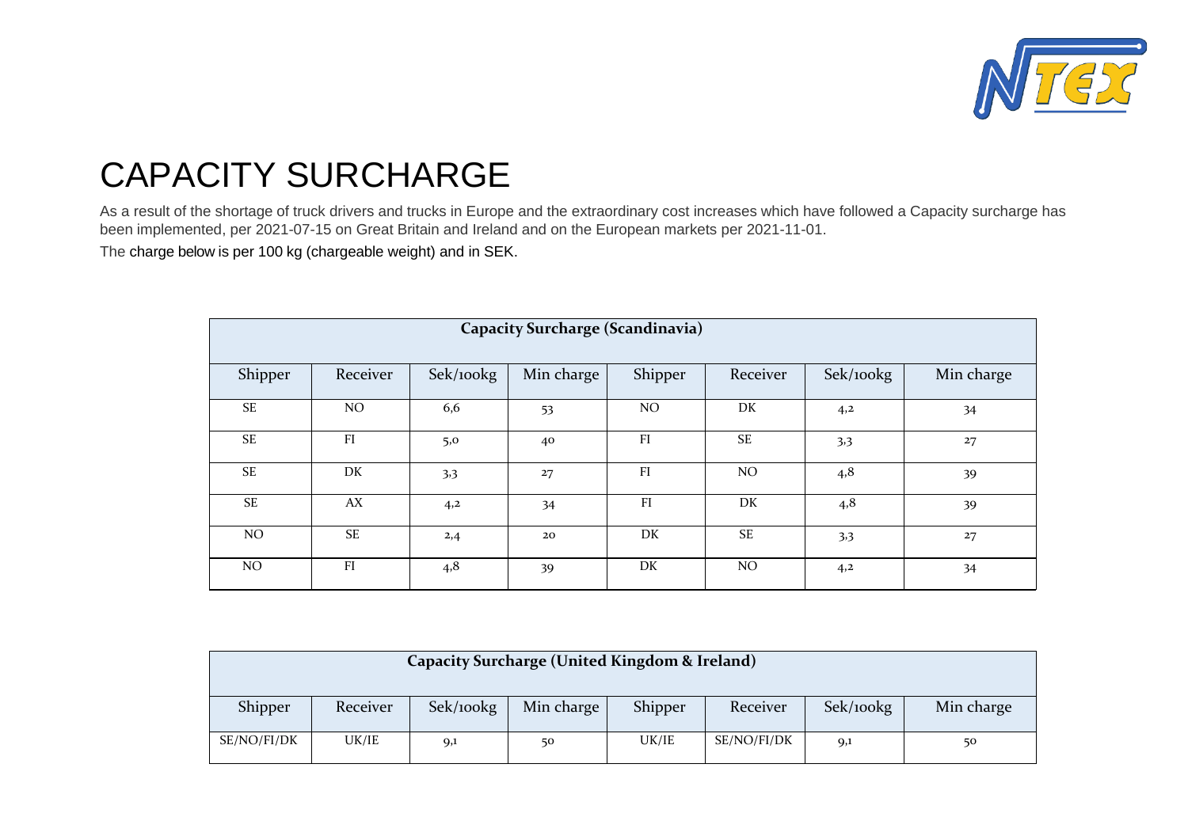# CAPACITY SURCHARGE

As a result of the shortage of truck drivers and trucks in Europe and the extraordinary cost increases which have followed a Capacity surcharge has been implemented, per 2021-07-15 on Great Britain and Ireland and on the European markets per 2021-11-01.

The charge below is per 100 kg (chargeable weight) and in SEK.

| Capacity Surcharge (Scandinavia) | | | | | | | |
|---|---|---|---|---|---|---|---|
| Shipper | Receiver | Sek/100kg | Min charge | Shipper | Receiver | Sek/100kg | Min charge |
| SE | NO | 6,6 | 53 | NO | DK | 4,2 | 34 |
| SE | FI | 5,0 | 40 | FI | SE | 3,3 | 27 |
| SE | DK | 3,3 | 27 | FI | NO | 4,8 | 39 |
| SE | AX | 4,2 | 34 | FI | DK | 4,8 | 39 |
| NO | SE | 2,4 | 20 | DK | SE | 3,3 | 27 |
| NO | FI | 4,8 | 39 | DK | NO | 4,2 | 34 |

| Capacity Surcharge (United Kingdom & Ireland) | | | | | | | |
|---|---|---|---|---|---|---|---|
| Shipper | Receiver | Sek/100kg | Min charge | Shipper | Receiver | Sek/100kg | Min charge |
| SE/NO/FI/DK | UK/IE | 9,1 | 50 | UK/IE | SE/NO/FI/DK | 9,1 | 50 |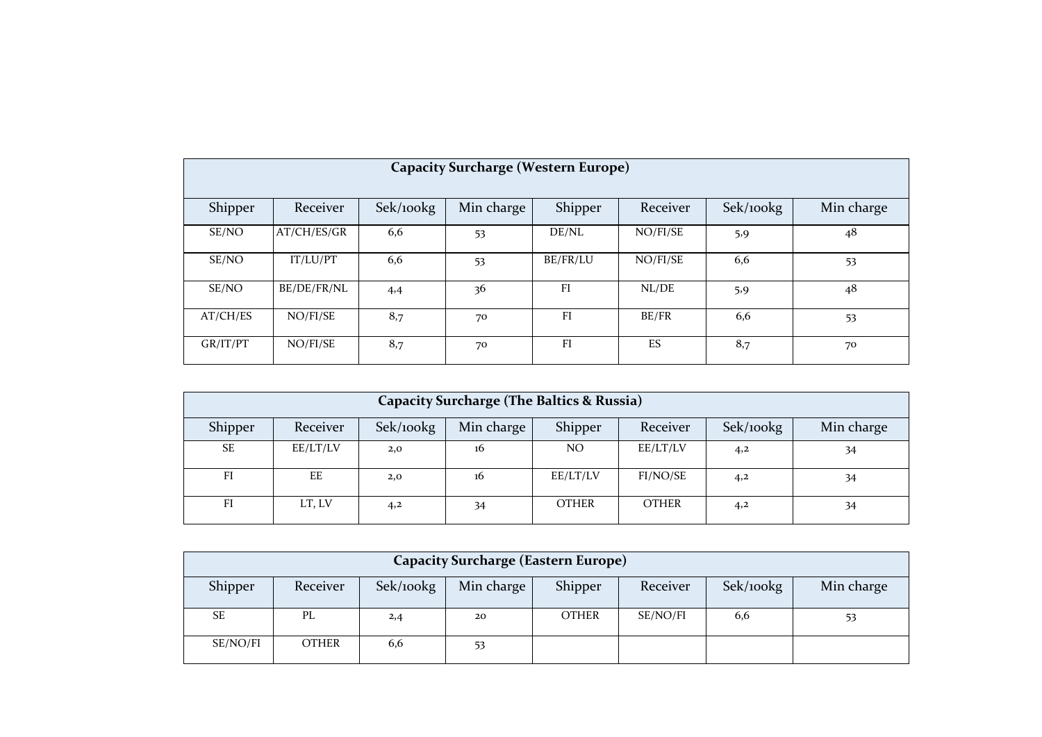| Capacity Surcharge (Western Europe) | | | | | | | |
|---|---|---|---|---|---|---|---|
| Shipper | Receiver | Sek/100kg | Min charge | Shipper | Receiver | Sek/100kg | Min charge |
| SE/NO | AT/CH/ES/GR | 6,6 | 53 | DE/NL | NO/FI/SE | 5,9 | 48 |
| SE/NO | IT/LU/PT | 6,6 | 53 | BE/FR/LU | NO/FI/SE | 6,6 | 53 |
| SE/NO | BE/DE/FR/NL | 4,4 | 36 | FI | NL/DE | 5,9 | 48 |
| AT/CH/ES | NO/FI/SE | 8,7 | 70 | FI | BE/FR | 6,6 | 53 |
| GR/IT/PT | NO/FI/SE | 8,7 | 70 | FI | ES | 8,7 | 70 |

| Capacity Surcharge (The Baltics & Russia) | | | | | | | |
|---|---|---|---|---|---|---|---|
| Shipper | Receiver | Sek/100kg | Min charge | Shipper | Receiver | Sek/100kg | Min charge |
| SE | EE/LT/LV | 2,0 | 16 | NO | EE/LT/LV | 4,2 | 34 |
| FI | EE | 2,0 | 16 | EE/LT/LV | FI/NO/SE | 4,2 | 34 |
| FI | LT, LV | 4,2 | 34 | OTHER | OTHER | 4,2 | 34 |

| Capacity Surcharge (Eastern Europe) | | | | | | | |
|---|---|---|---|---|---|---|---|
| Shipper | Receiver | Sek/100kg | Min charge | Shipper | Receiver | Sek/100kg | Min charge |
| SE | PL | 2,4 | 20 | OTHER | SE/NO/FI | 6,6 | 53 |
| SE/NO/FI | OTHER | 6,6 | 53 | | | | |